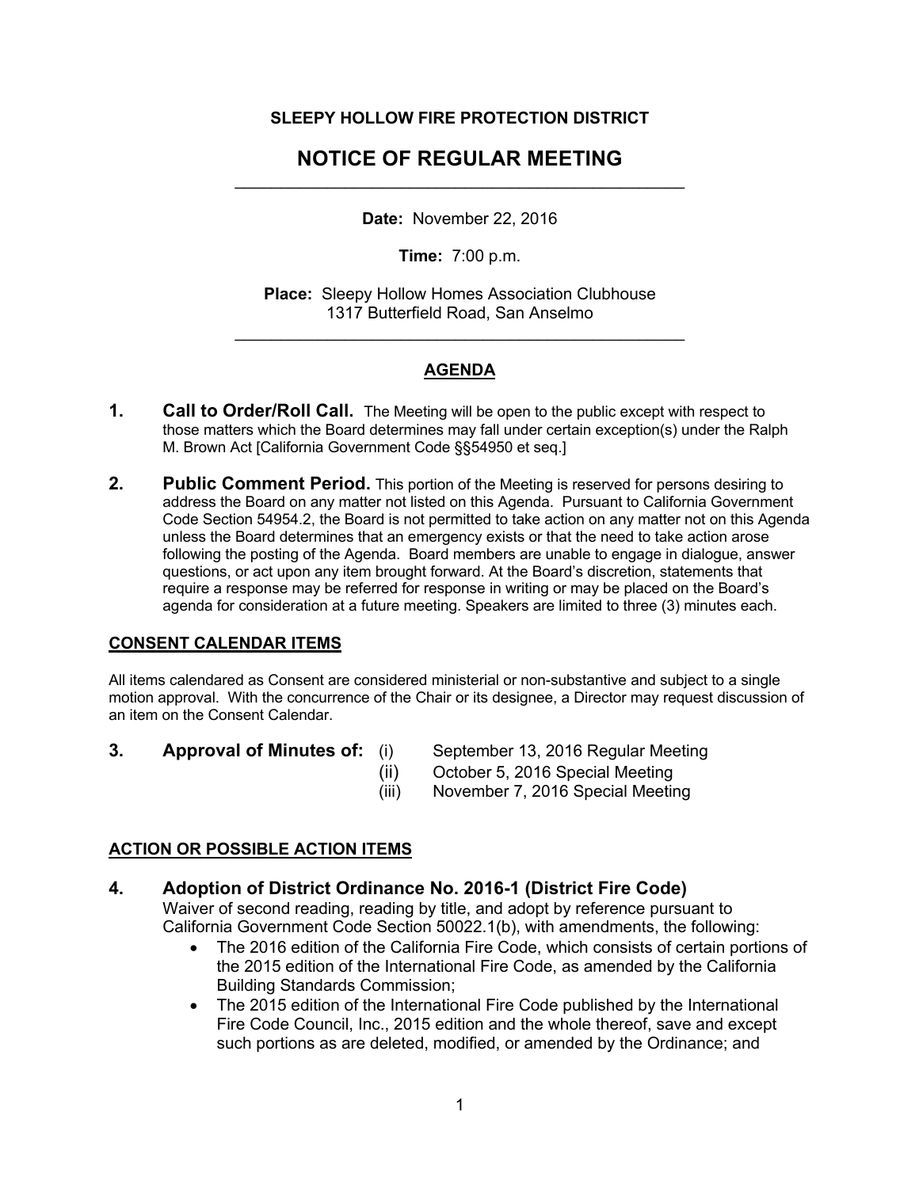**SLEEPY HOLLOW FIRE PROTECTION DISTRICT**

# NOTICE OF REGULAR MEETING

---

**Date:** November 22, 2016

**Time:** 7:00 p.m.

**Place:** Sleepy Hollow Homes Association Clubhouse
1317 Butterfield Road, San Anselmo

---

## AGENDA

**1. Call to Order/Roll Call.** The Meeting will be open to the public except with respect to those matters which the Board determines may fall under certain exception(s) under the Ralph M. Brown Act [California Government Code §§54950 et seq.]

**2. Public Comment Period.** This portion of the Meeting is reserved for persons desiring to address the Board on any matter not listed on this Agenda. Pursuant to California Government Code Section 54954.2, the Board is not permitted to take action on any matter not on this Agenda unless the Board determines that an emergency exists or that the need to take action arose following the posting of the Agenda. Board members are unable to engage in dialogue, answer questions, or act upon any item brought forward. At the Board's discretion, statements that require a response may be referred for response in writing or may be placed on the Board's agenda for consideration at a future meeting. Speakers are limited to three (3) minutes each.

**CONSENT CALENDAR ITEMS**

All items calendared as Consent are considered ministerial or non-substantive and subject to a single motion approval. With the concurrence of the Chair or its designee, a Director may request discussion of an item on the Consent Calendar.

**3. Approval of Minutes of:**
- (i) September 13, 2016 Regular Meeting
- (ii) October 5, 2016 Special Meeting
- (iii) November 7, 2016 Special Meeting

**ACTION OR POSSIBLE ACTION ITEMS**

**4. Adoption of District Ordinance No. 2016-1 (District Fire Code)**

Waiver of second reading, reading by title, and adopt by reference pursuant to California Government Code Section 50022.1(b), with amendments, the following:

- The 2016 edition of the California Fire Code, which consists of certain portions of the 2015 edition of the International Fire Code, as amended by the California Building Standards Commission;
- The 2015 edition of the International Fire Code published by the International Fire Code Council, Inc., 2015 edition and the whole thereof, save and except such portions as are deleted, modified, or amended by the Ordinance; and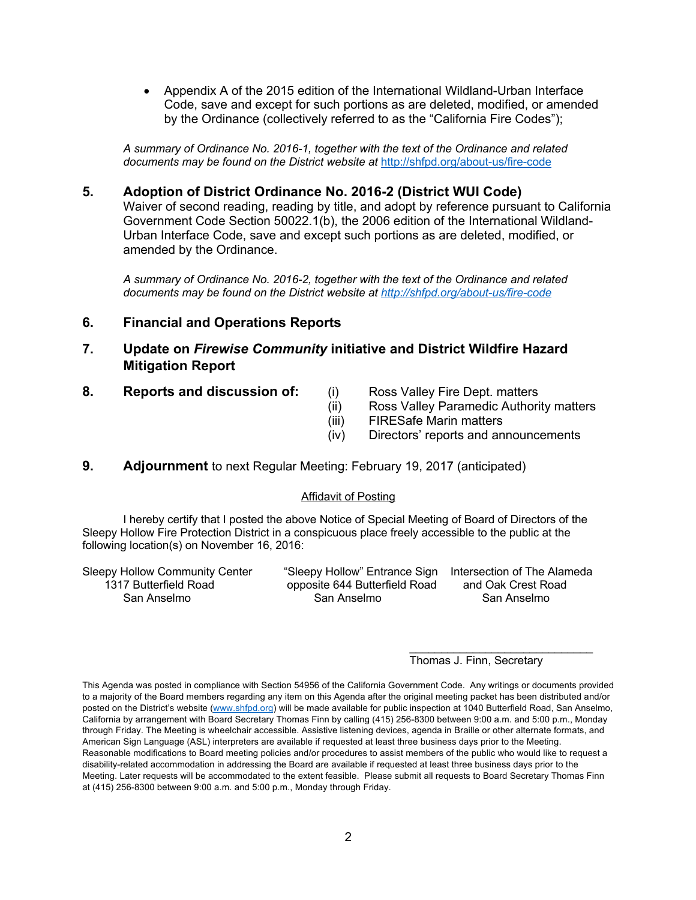- Appendix A of the 2015 edition of the International Wildland-Urban Interface Code, save and except for such portions as are deleted, modified, or amended by the Ordinance (collectively referred to as the "California Fire Codes");

*A summary of Ordinance No. 2016-1, together with the text of the Ordinance and related documents may be found on the District website at* http://shfpd.org/about-us/fire-code

**5. Adoption of District Ordinance No. 2016-2 (District WUI Code)**

Waiver of second reading, reading by title, and adopt by reference pursuant to California Government Code Section 50022.1(b), the 2006 edition of the International Wildland-Urban Interface Code, save and except such portions as are deleted, modified, or amended by the Ordinance.

*A summary of Ordinance No. 2016-2, together with the text of the Ordinance and related documents may be found on the District website at http://shfpd.org/about-us/fire-code*

**6. Financial and Operations Reports**

**7. Update on *Firewise Community* initiative and District Wildfire Hazard Mitigation Report**

**8. Reports and discussion of:**

(i) Ross Valley Fire Dept. matters
(ii) Ross Valley Paramedic Authority matters
(iii) FIRESafe Marin matters
(iv) Directors' reports and announcements

**9. Adjournment** to next Regular Meeting: February 19, 2017 (anticipated)

Affidavit of Posting

I hereby certify that I posted the above Notice of Special Meeting of Board of Directors of the Sleepy Hollow Fire Protection District in a conspicuous place freely accessible to the public at the following location(s) on November 16, 2016:

| | | |
|---|---|---|
| Sleepy Hollow Community Center<br>1317 Butterfield Road<br>San Anselmo | "Sleepy Hollow" Entrance Sign<br>opposite 644 Butterfield Road<br>San Anselmo | Intersection of The Alameda<br>and Oak Crest Road<br>San Anselmo |

\_\_\_\_\_\_\_\_\_\_\_\_\_\_\_\_\_\_\_\_\_\_\_\_\_\_\_\_
Thomas J. Finn, Secretary

This Agenda was posted in compliance with Section 54956 of the California Government Code. Any writings or documents provided to a majority of the Board members regarding any item on this Agenda after the original meeting packet has been distributed and/or posted on the District's website (www.shfpd.org) will be made available for public inspection at 1040 Butterfield Road, San Anselmo, California by arrangement with Board Secretary Thomas Finn by calling (415) 256-8300 between 9:00 a.m. and 5:00 p.m., Monday through Friday. The Meeting is wheelchair accessible. Assistive listening devices, agenda in Braille or other alternate formats, and American Sign Language (ASL) interpreters are available if requested at least three business days prior to the Meeting. Reasonable modifications to Board meeting policies and/or procedures to assist members of the public who would like to request a disability-related accommodation in addressing the Board are available if requested at least three business days prior to the Meeting. Later requests will be accommodated to the extent feasible. Please submit all requests to Board Secretary Thomas Finn at (415) 256-8300 between 9:00 a.m. and 5:00 p.m., Monday through Friday.